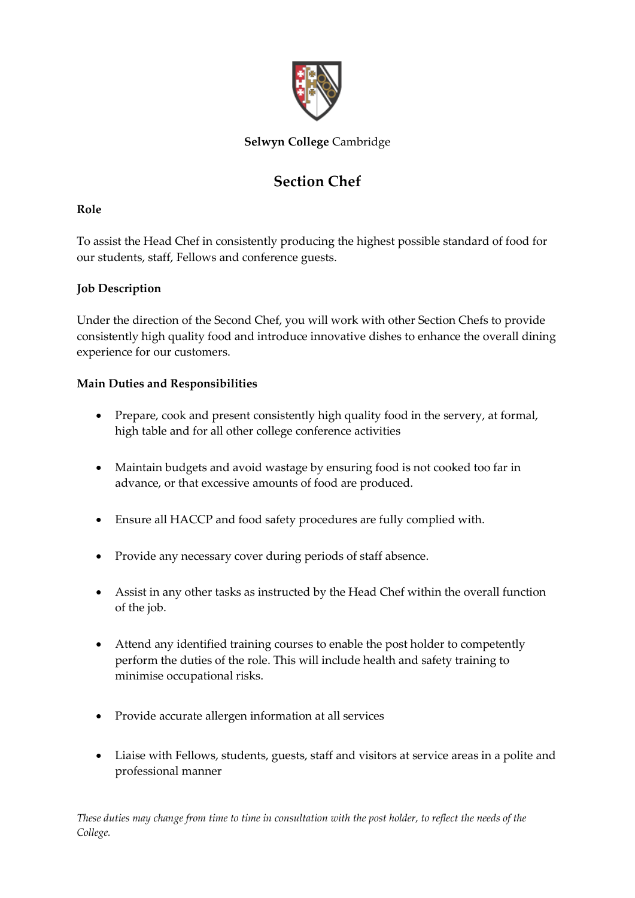**Selwyn College** Cambridge

# Section Chef

### Role

To assist the Head Chef in consistently producing the highest possible standard of food for our students, staff, Fellows and conference guests.

### Job Description

Under the direction of the Second Chef, you will work with other Section Chefs to provide consistently high quality food and introduce innovative dishes to enhance the overall dining experience for our customers.

### Main Duties and Responsibilities

- Prepare, cook and present consistently high quality food in the servery, at formal, high table and for all other college conference activities
- Maintain budgets and avoid wastage by ensuring food is not cooked too far in advance, or that excessive amounts of food are produced.
- Ensure all HACCP and food safety procedures are fully complied with.
- Provide any necessary cover during periods of staff absence.
- Assist in any other tasks as instructed by the Head Chef within the overall function of the job.
- Attend any identified training courses to enable the post holder to competently perform the duties of the role. This will include health and safety training to minimise occupational risks.
- Provide accurate allergen information at all services
- Liaise with Fellows, students, guests, staff and visitors at service areas in a polite and professional manner

*These duties may change from time to time in consultation with the post holder, to reflect the needs of the College.*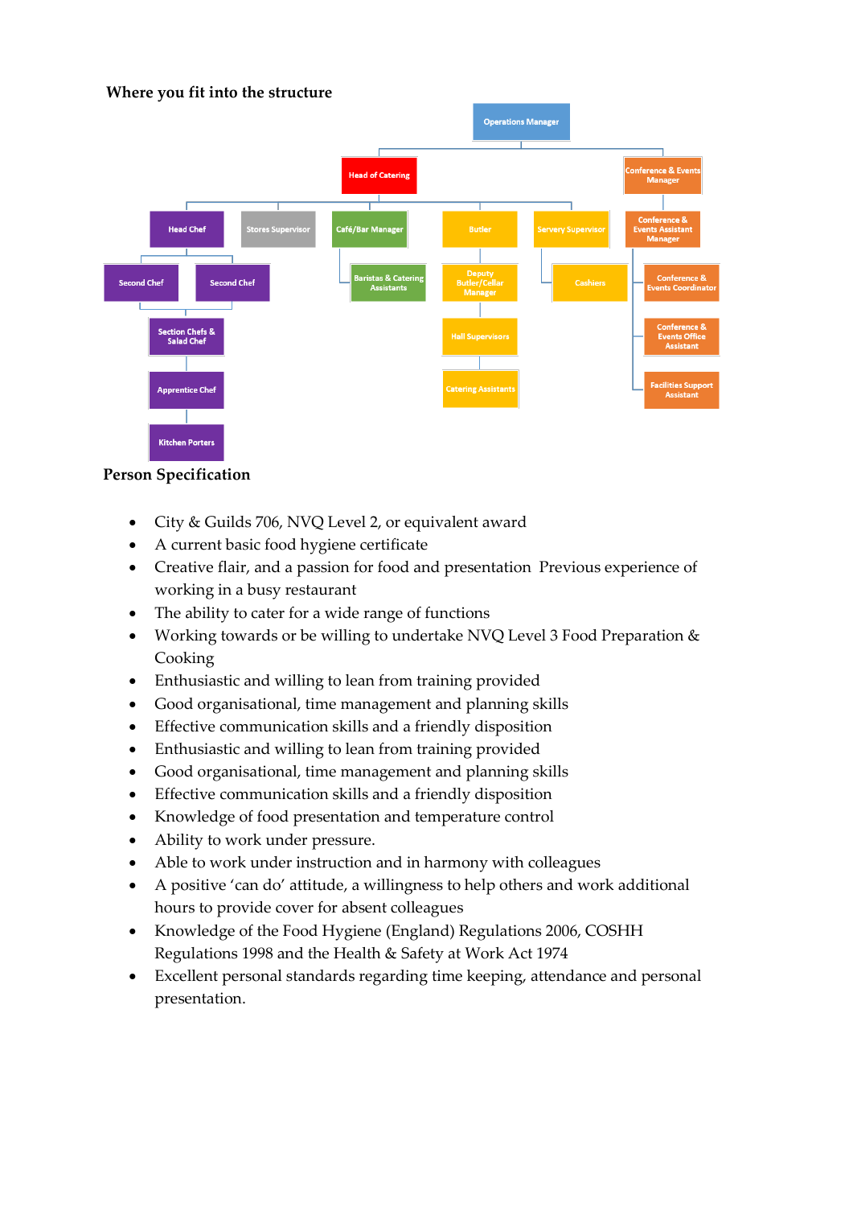## Where you fit into the structure

Operations Manager

Head of Catering

Conference & Events Manager

Head Chef

Stores Supervisor

Café/Bar Manager

Butler

Servery Supervisor

Conference & Events Assistant Manager

Second Chef

Second Chef

Baristas & Catering Assistants

Deputy Butler/Cellar Manager

Cashiers

Conference & Events Coordinator

Section Chefs & Salad Chef

Hall Supervisors

Conference & Events Office Assistant

Apprentice Chef

Catering Assistants

Facilities Support Assistant

Kitchen Porters

## Person Specification

- City & Guilds 706, NVQ Level 2, or equivalent award
- A current basic food hygiene certificate
- Creative flair, and a passion for food and presentation Previous experience of working in a busy restaurant
- The ability to cater for a wide range of functions
- Working towards or be willing to undertake NVQ Level 3 Food Preparation & Cooking
- Enthusiastic and willing to lean from training provided
- Good organisational, time management and planning skills
- Effective communication skills and a friendly disposition
- Enthusiastic and willing to lean from training provided
- Good organisational, time management and planning skills
- Effective communication skills and a friendly disposition
- Knowledge of food presentation and temperature control
- Ability to work under pressure.
- Able to work under instruction and in harmony with colleagues
- A positive 'can do' attitude, a willingness to help others and work additional hours to provide cover for absent colleagues
- Knowledge of the Food Hygiene (England) Regulations 2006, COSHH Regulations 1998 and the Health & Safety at Work Act 1974
- Excellent personal standards regarding time keeping, attendance and personal presentation.